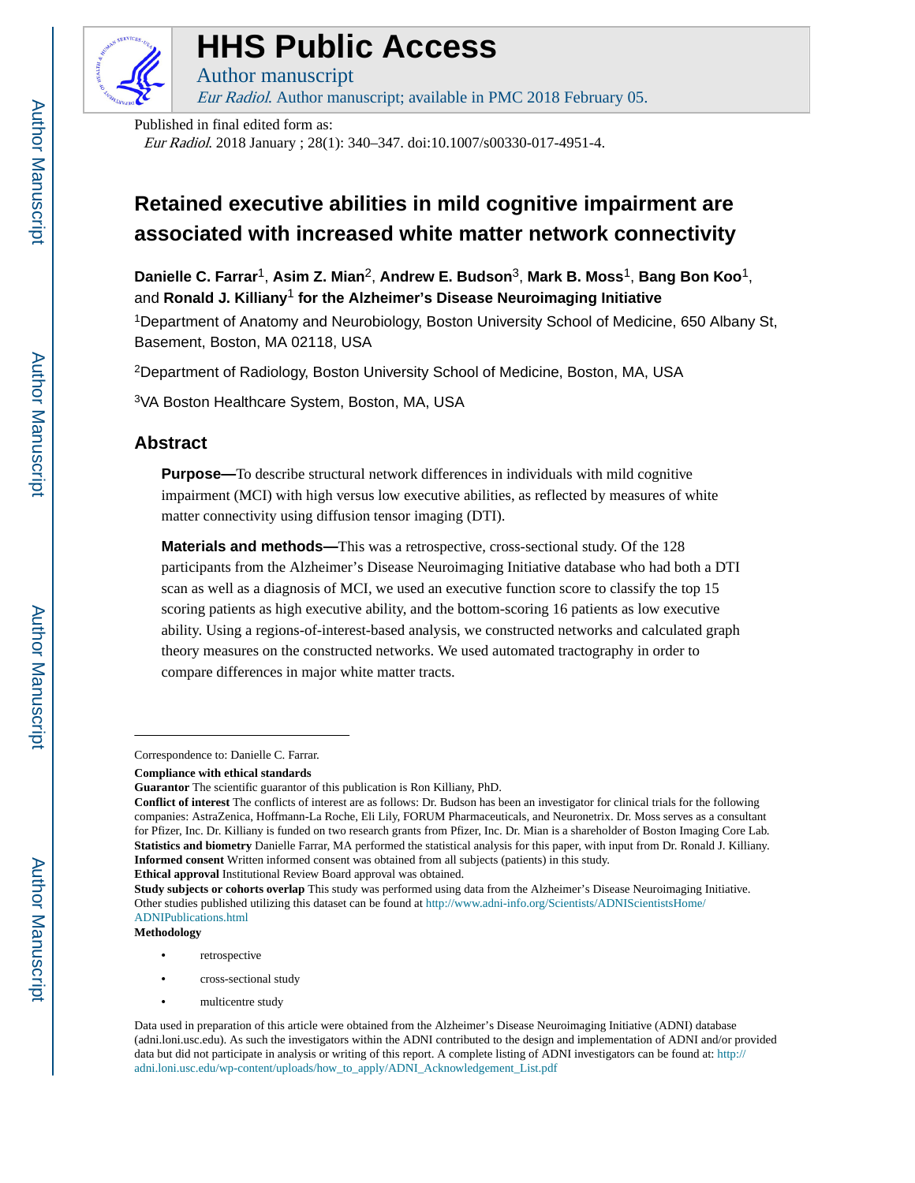# HHS Public Access

Author manuscript

*Eur Radiol*. Author manuscript; available in PMC 2018 February 05.

Published in final edited form as:

*Eur Radiol*. 2018 January ; 28(1): 340–347. doi:10.1007/s00330-017-4951-4.

# Retained executive abilities in mild cognitive impairment are associated with increased white matter network connectivity

**Danielle C. Farrar**[1], **Asim Z. Mian**[2], **Andrew E. Budson**[3], **Mark B. Moss**[1], **Bang Bon Koo**[1], and **Ronald J. Killiany**[1] **for the Alzheimer's Disease Neuroimaging Initiative**

[1]Department of Anatomy and Neurobiology, Boston University School of Medicine, 650 Albany St, Basement, Boston, MA 02118, USA

[2]Department of Radiology, Boston University School of Medicine, Boston, MA, USA

[3]VA Boston Healthcare System, Boston, MA, USA

## Abstract

**Purpose—**To describe structural network differences in individuals with mild cognitive impairment (MCI) with high versus low executive abilities, as reflected by measures of white matter connectivity using diffusion tensor imaging (DTI).

**Materials and methods—**This was a retrospective, cross-sectional study. Of the 128 participants from the Alzheimer's Disease Neuroimaging Initiative database who had both a DTI scan as well as a diagnosis of MCI, we used an executive function score to classify the top 15 scoring patients as high executive ability, and the bottom-scoring 16 patients as low executive ability. Using a regions-of-interest-based analysis, we constructed networks and calculated graph theory measures on the constructed networks. We used automated tractography in order to compare differences in major white matter tracts.

---

Correspondence to: Danielle C. Farrar.

**Compliance with ethical standards**

**Guarantor** The scientific guarantor of this publication is Ron Killiany, PhD.

**Conflict of interest** The conflicts of interest are as follows: Dr. Budson has been an investigator for clinical trials for the following companies: AstraZenica, Hoffmann-La Roche, Eli Lily, FORUM Pharmaceuticals, and Neuronetrix. Dr. Moss serves as a consultant for Pfizer, Inc. Dr. Killiany is funded on two research grants from Pfizer, Inc. Dr. Mian is a shareholder of Boston Imaging Core Lab.

**Statistics and biometry** Danielle Farrar, MA performed the statistical analysis for this paper, with input from Dr. Ronald J. Killiany.

**Informed consent** Written informed consent was obtained from all subjects (patients) in this study.

**Ethical approval** Institutional Review Board approval was obtained.

**Study subjects or cohorts overlap** This study was performed using data from the Alzheimer's Disease Neuroimaging Initiative. Other studies published utilizing this dataset can be found at http://www.adni-info.org/Scientists/ADNIScientistsHome/ADNIPublications.html

**Methodology**

- retrospective
- cross-sectional study
- multicentre study

Data used in preparation of this article were obtained from the Alzheimer's Disease Neuroimaging Initiative (ADNI) database (adni.loni.usc.edu). As such the investigators within the ADNI contributed to the design and implementation of ADNI and/or provided data but did not participate in analysis or writing of this report. A complete listing of ADNI investigators can be found at: http://adni.loni.usc.edu/wp-content/uploads/how_to_apply/ADNI_Acknowledgement_List.pdf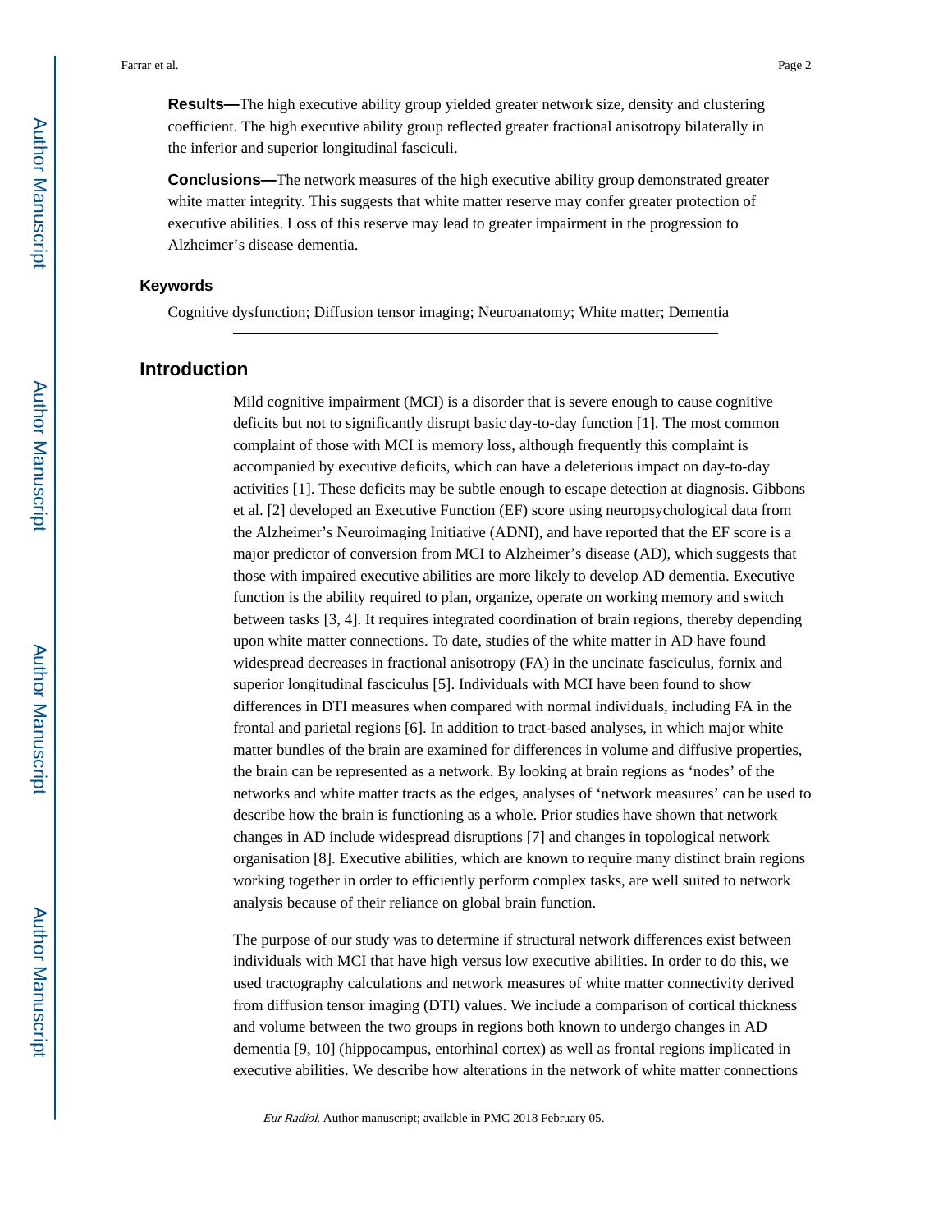**Results—**The high executive ability group yielded greater network size, density and clustering coefficient. The high executive ability group reflected greater fractional anisotropy bilaterally in the inferior and superior longitudinal fasciculi.

**Conclusions—**The network measures of the high executive ability group demonstrated greater white matter integrity. This suggests that white matter reserve may confer greater protection of executive abilities. Loss of this reserve may lead to greater impairment in the progression to Alzheimer's disease dementia.

### Keywords

Cognitive dysfunction; Diffusion tensor imaging; Neuroanatomy; White matter; Dementia

## Introduction

Mild cognitive impairment (MCI) is a disorder that is severe enough to cause cognitive deficits but not to significantly disrupt basic day-to-day function [1]. The most common complaint of those with MCI is memory loss, although frequently this complaint is accompanied by executive deficits, which can have a deleterious impact on day-to-day activities [1]. These deficits may be subtle enough to escape detection at diagnosis. Gibbons et al. [2] developed an Executive Function (EF) score using neuropsychological data from the Alzheimer's Neuroimaging Initiative (ADNI), and have reported that the EF score is a major predictor of conversion from MCI to Alzheimer's disease (AD), which suggests that those with impaired executive abilities are more likely to develop AD dementia. Executive function is the ability required to plan, organize, operate on working memory and switch between tasks [3, 4]. It requires integrated coordination of brain regions, thereby depending upon white matter connections. To date, studies of the white matter in AD have found widespread decreases in fractional anisotropy (FA) in the uncinate fasciculus, fornix and superior longitudinal fasciculus [5]. Individuals with MCI have been found to show differences in DTI measures when compared with normal individuals, including FA in the frontal and parietal regions [6]. In addition to tract-based analyses, in which major white matter bundles of the brain are examined for differences in volume and diffusive properties, the brain can be represented as a network. By looking at brain regions as 'nodes' of the networks and white matter tracts as the edges, analyses of 'network measures' can be used to describe how the brain is functioning as a whole. Prior studies have shown that network changes in AD include widespread disruptions [7] and changes in topological network organisation [8]. Executive abilities, which are known to require many distinct brain regions working together in order to efficiently perform complex tasks, are well suited to network analysis because of their reliance on global brain function.

The purpose of our study was to determine if structural network differences exist between individuals with MCI that have high versus low executive abilities. In order to do this, we used tractography calculations and network measures of white matter connectivity derived from diffusion tensor imaging (DTI) values. We include a comparison of cortical thickness and volume between the two groups in regions both known to undergo changes in AD dementia [9, 10] (hippocampus, entorhinal cortex) as well as frontal regions implicated in executive abilities. We describe how alterations in the network of white matter connections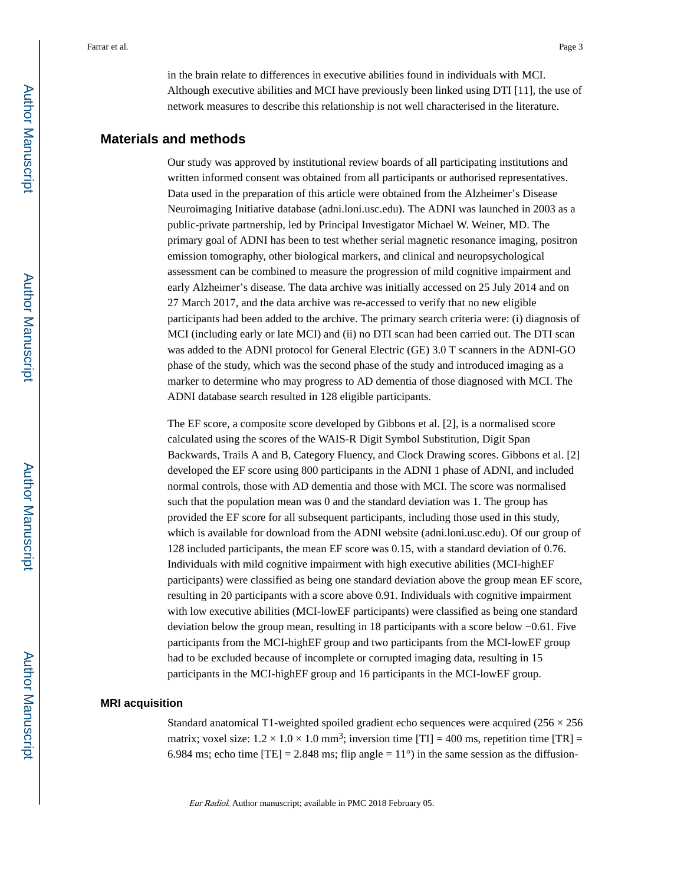in the brain relate to differences in executive abilities found in individuals with MCI. Although executive abilities and MCI have previously been linked using DTI [11], the use of network measures to describe this relationship is not well characterised in the literature.

## Materials and methods

Our study was approved by institutional review boards of all participating institutions and written informed consent was obtained from all participants or authorised representatives. Data used in the preparation of this article were obtained from the Alzheimer's Disease Neuroimaging Initiative database (adni.loni.usc.edu). The ADNI was launched in 2003 as a public-private partnership, led by Principal Investigator Michael W. Weiner, MD. The primary goal of ADNI has been to test whether serial magnetic resonance imaging, positron emission tomography, other biological markers, and clinical and neuropsychological assessment can be combined to measure the progression of mild cognitive impairment and early Alzheimer's disease. The data archive was initially accessed on 25 July 2014 and on 27 March 2017, and the data archive was re-accessed to verify that no new eligible participants had been added to the archive. The primary search criteria were: (i) diagnosis of MCI (including early or late MCI) and (ii) no DTI scan had been carried out. The DTI scan was added to the ADNI protocol for General Electric (GE) 3.0 T scanners in the ADNI-GO phase of the study, which was the second phase of the study and introduced imaging as a marker to determine who may progress to AD dementia of those diagnosed with MCI. The ADNI database search resulted in 128 eligible participants.

The EF score, a composite score developed by Gibbons et al. [2], is a normalised score calculated using the scores of the WAIS-R Digit Symbol Substitution, Digit Span Backwards, Trails A and B, Category Fluency, and Clock Drawing scores. Gibbons et al. [2] developed the EF score using 800 participants in the ADNI 1 phase of ADNI, and included normal controls, those with AD dementia and those with MCI. The score was normalised such that the population mean was 0 and the standard deviation was 1. The group has provided the EF score for all subsequent participants, including those used in this study, which is available for download from the ADNI website (adni.loni.usc.edu). Of our group of 128 included participants, the mean EF score was 0.15, with a standard deviation of 0.76. Individuals with mild cognitive impairment with high executive abilities (MCI-highEF participants) were classified as being one standard deviation above the group mean EF score, resulting in 20 participants with a score above 0.91. Individuals with cognitive impairment with low executive abilities (MCI-lowEF participants) were classified as being one standard deviation below the group mean, resulting in 18 participants with a score below −0.61. Five participants from the MCI-highEF group and two participants from the MCI-lowEF group had to be excluded because of incomplete or corrupted imaging data, resulting in 15 participants in the MCI-highEF group and 16 participants in the MCI-lowEF group.

### MRI acquisition

Standard anatomical T1-weighted spoiled gradient echo sequences were acquired (256 × 256 matrix; voxel size: $1.2 \times 1.0 \times 1.0$ mm$^3$; inversion time [TI] = 400 ms, repetition time [TR] = 6.984 ms; echo time [TE] = 2.848 ms; flip angle = 11°) in the same session as the diffusion-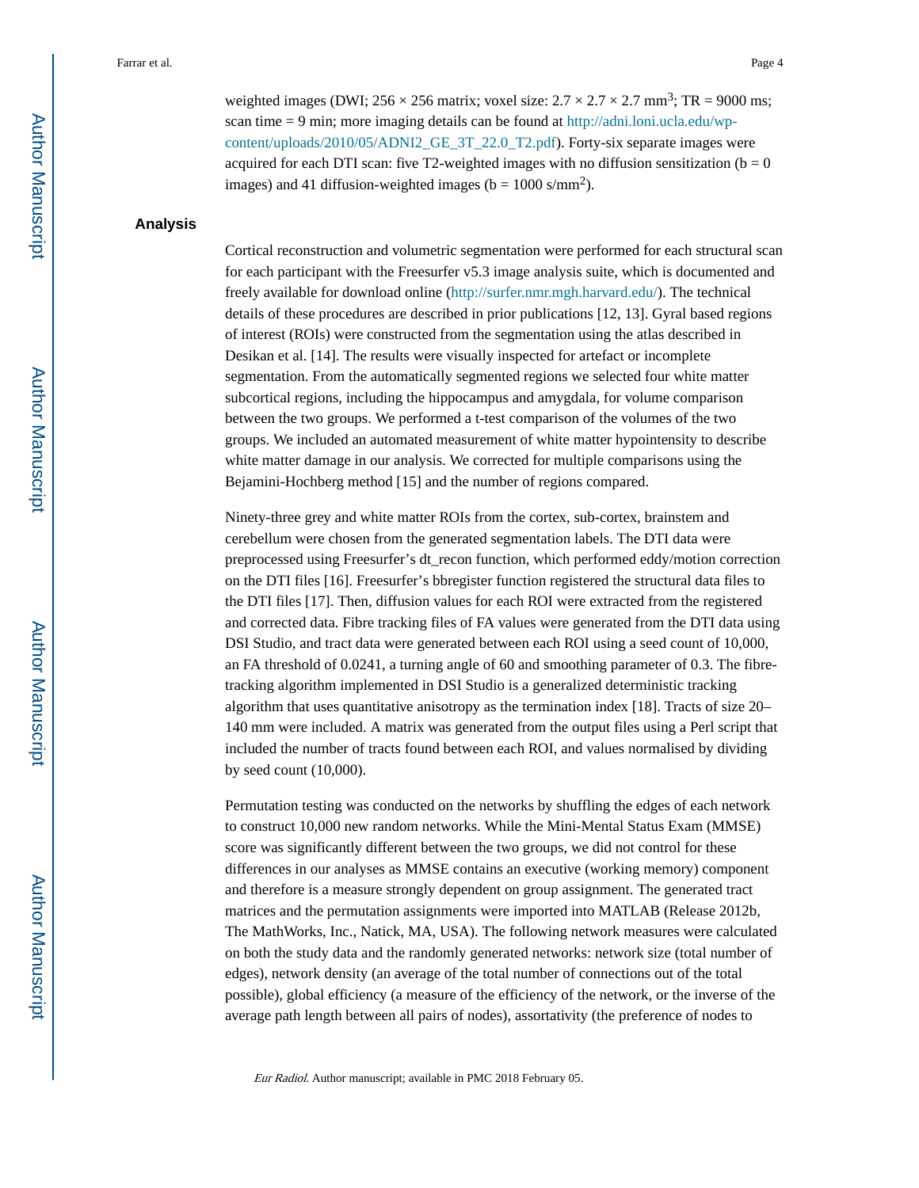weighted images (DWI; 256 × 256 matrix; voxel size: 2.7 × 2.7 × 2.7 $mm^3$; TR = 9000 ms; scan time = 9 min; more imaging details can be found at http://adni.loni.ucla.edu/wp-content/uploads/2010/05/ADNI2_GE_3T_22.0_T2.pdf). Forty-six separate images were acquired for each DTI scan: five T2-weighted images with no diffusion sensitization (b = 0 images) and 41 diffusion-weighted images (b = 1000 s/$mm^2$).

## Analysis

Cortical reconstruction and volumetric segmentation were performed for each structural scan for each participant with the Freesurfer v5.3 image analysis suite, which is documented and freely available for download online (http://surfer.nmr.mgh.harvard.edu/). The technical details of these procedures are described in prior publications [12, 13]. Gyral based regions of interest (ROIs) were constructed from the segmentation using the atlas described in Desikan et al. [14]. The results were visually inspected for artefact or incomplete segmentation. From the automatically segmented regions we selected four white matter subcortical regions, including the hippocampus and amygdala, for volume comparison between the two groups. We performed a t-test comparison of the volumes of the two groups. We included an automated measurement of white matter hypointensity to describe white matter damage in our analysis. We corrected for multiple comparisons using the Bejamini-Hochberg method [15] and the number of regions compared.

Ninety-three grey and white matter ROIs from the cortex, sub-cortex, brainstem and cerebellum were chosen from the generated segmentation labels. The DTI data were preprocessed using Freesurfer's dt_recon function, which performed eddy/motion correction on the DTI files [16]. Freesurfer's bbregister function registered the structural data files to the DTI files [17]. Then, diffusion values for each ROI were extracted from the registered and corrected data. Fibre tracking files of FA values were generated from the DTI data using DSI Studio, and tract data were generated between each ROI using a seed count of 10,000, an FA threshold of 0.0241, a turning angle of 60 and smoothing parameter of 0.3. The fibre-tracking algorithm implemented in DSI Studio is a generalized deterministic tracking algorithm that uses quantitative anisotropy as the termination index [18]. Tracts of size 20–140 mm were included. A matrix was generated from the output files using a Perl script that included the number of tracts found between each ROI, and values normalised by dividing by seed count (10,000).

Permutation testing was conducted on the networks by shuffling the edges of each network to construct 10,000 new random networks. While the Mini-Mental Status Exam (MMSE) score was significantly different between the two groups, we did not control for these differences in our analyses as MMSE contains an executive (working memory) component and therefore is a measure strongly dependent on group assignment. The generated tract matrices and the permutation assignments were imported into MATLAB (Release 2012b, The MathWorks, Inc., Natick, MA, USA). The following network measures were calculated on both the study data and the randomly generated networks: network size (total number of edges), network density (an average of the total number of connections out of the total possible), global efficiency (a measure of the efficiency of the network, or the inverse of the average path length between all pairs of nodes), assortativity (the preference of nodes to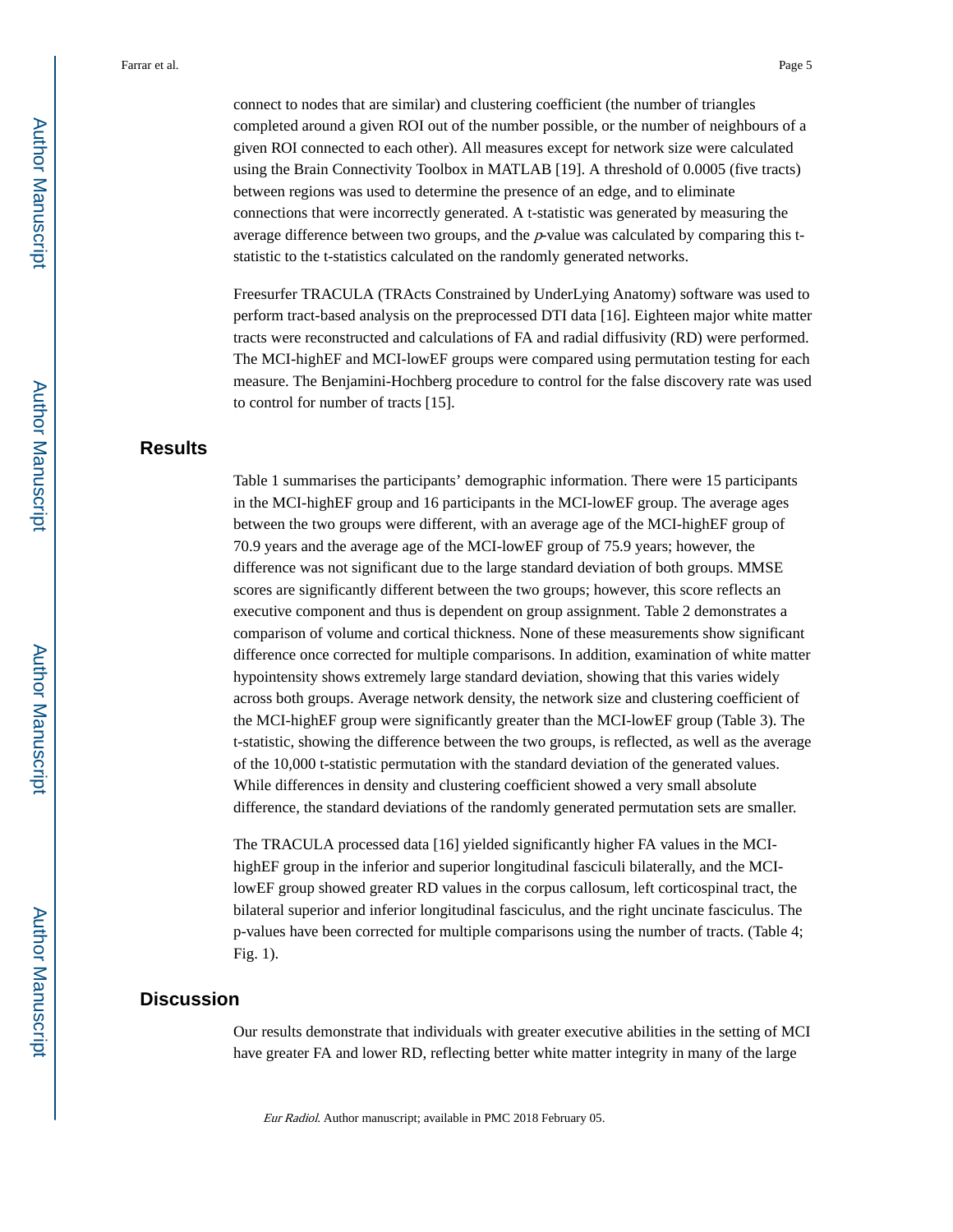connect to nodes that are similar) and clustering coefficient (the number of triangles completed around a given ROI out of the number possible, or the number of neighbours of a given ROI connected to each other). All measures except for network size were calculated using the Brain Connectivity Toolbox in MATLAB [19]. A threshold of 0.0005 (five tracts) between regions was used to determine the presence of an edge, and to eliminate connections that were incorrectly generated. A t-statistic was generated by measuring the average difference between two groups, and the *p*-value was calculated by comparing this t-statistic to the t-statistics calculated on the randomly generated networks.

Freesurfer TRACULA (TRActs Constrained by UnderLying Anatomy) software was used to perform tract-based analysis on the preprocessed DTI data [16]. Eighteen major white matter tracts were reconstructed and calculations of FA and radial diffusivity (RD) were performed. The MCI-highEF and MCI-lowEF groups were compared using permutation testing for each measure. The Benjamini-Hochberg procedure to control for the false discovery rate was used to control for number of tracts [15].

## Results

Table 1 summarises the participants' demographic information. There were 15 participants in the MCI-highEF group and 16 participants in the MCI-lowEF group. The average ages between the two groups were different, with an average age of the MCI-highEF group of 70.9 years and the average age of the MCI-lowEF group of 75.9 years; however, the difference was not significant due to the large standard deviation of both groups. MMSE scores are significantly different between the two groups; however, this score reflects an executive component and thus is dependent on group assignment. Table 2 demonstrates a comparison of volume and cortical thickness. None of these measurements show significant difference once corrected for multiple comparisons. In addition, examination of white matter hypointensity shows extremely large standard deviation, showing that this varies widely across both groups. Average network density, the network size and clustering coefficient of the MCI-highEF group were significantly greater than the MCI-lowEF group (Table 3). The t-statistic, showing the difference between the two groups, is reflected, as well as the average of the 10,000 t-statistic permutation with the standard deviation of the generated values. While differences in density and clustering coefficient showed a very small absolute difference, the standard deviations of the randomly generated permutation sets are smaller.

The TRACULA processed data [16] yielded significantly higher FA values in the MCI-highEF group in the inferior and superior longitudinal fasciculi bilaterally, and the MCI-lowEF group showed greater RD values in the corpus callosum, left corticospinal tract, the bilateral superior and inferior longitudinal fasciculus, and the right uncinate fasciculus. The p-values have been corrected for multiple comparisons using the number of tracts. (Table 4; Fig. 1).

## Discussion

Our results demonstrate that individuals with greater executive abilities in the setting of MCI have greater FA and lower RD, reflecting better white matter integrity in many of the large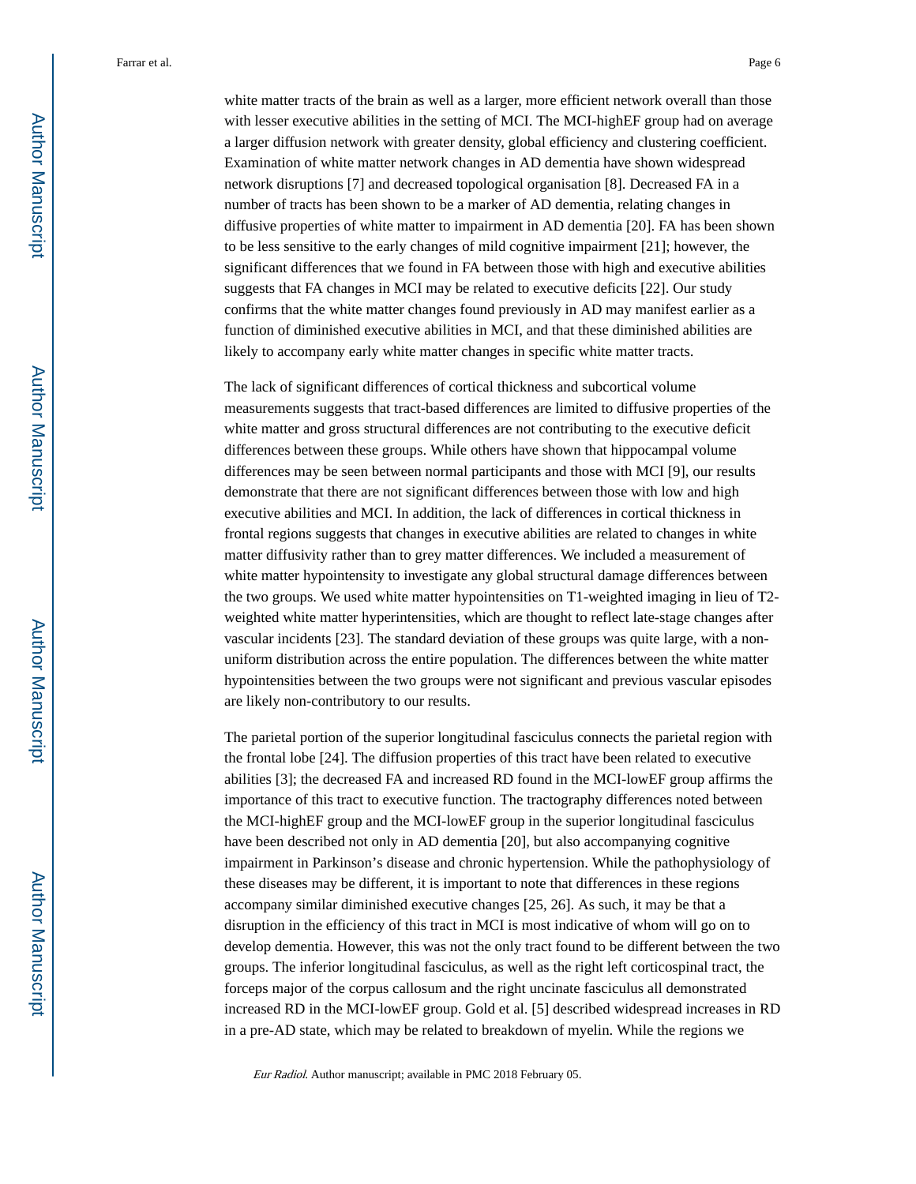white matter tracts of the brain as well as a larger, more efficient network overall than those with lesser executive abilities in the setting of MCI. The MCI-highEF group had on average a larger diffusion network with greater density, global efficiency and clustering coefficient. Examination of white matter network changes in AD dementia have shown widespread network disruptions [7] and decreased topological organisation [8]. Decreased FA in a number of tracts has been shown to be a marker of AD dementia, relating changes in diffusive properties of white matter to impairment in AD dementia [20]. FA has been shown to be less sensitive to the early changes of mild cognitive impairment [21]; however, the significant differences that we found in FA between those with high and executive abilities suggests that FA changes in MCI may be related to executive deficits [22]. Our study confirms that the white matter changes found previously in AD may manifest earlier as a function of diminished executive abilities in MCI, and that these diminished abilities are likely to accompany early white matter changes in specific white matter tracts.

The lack of significant differences of cortical thickness and subcortical volume measurements suggests that tract-based differences are limited to diffusive properties of the white matter and gross structural differences are not contributing to the executive deficit differences between these groups. While others have shown that hippocampal volume differences may be seen between normal participants and those with MCI [9], our results demonstrate that there are not significant differences between those with low and high executive abilities and MCI. In addition, the lack of differences in cortical thickness in frontal regions suggests that changes in executive abilities are related to changes in white matter diffusivity rather than to grey matter differences. We included a measurement of white matter hypointensity to investigate any global structural damage differences between the two groups. We used white matter hypointensities on T1-weighted imaging in lieu of T2-weighted white matter hyperintensities, which are thought to reflect late-stage changes after vascular incidents [23]. The standard deviation of these groups was quite large, with a non-uniform distribution across the entire population. The differences between the white matter hypointensities between the two groups were not significant and previous vascular episodes are likely non-contributory to our results.

The parietal portion of the superior longitudinal fasciculus connects the parietal region with the frontal lobe [24]. The diffusion properties of this tract have been related to executive abilities [3]; the decreased FA and increased RD found in the MCI-lowEF group affirms the importance of this tract to executive function. The tractography differences noted between the MCI-highEF group and the MCI-lowEF group in the superior longitudinal fasciculus have been described not only in AD dementia [20], but also accompanying cognitive impairment in Parkinson's disease and chronic hypertension. While the pathophysiology of these diseases may be different, it is important to note that differences in these regions accompany similar diminished executive changes [25, 26]. As such, it may be that a disruption in the efficiency of this tract in MCI is most indicative of whom will go on to develop dementia. However, this was not the only tract found to be different between the two groups. The inferior longitudinal fasciculus, as well as the right left corticospinal tract, the forceps major of the corpus callosum and the right uncinate fasciculus all demonstrated increased RD in the MCI-lowEF group. Gold et al. [5] described widespread increases in RD in a pre-AD state, which may be related to breakdown of myelin. While the regions we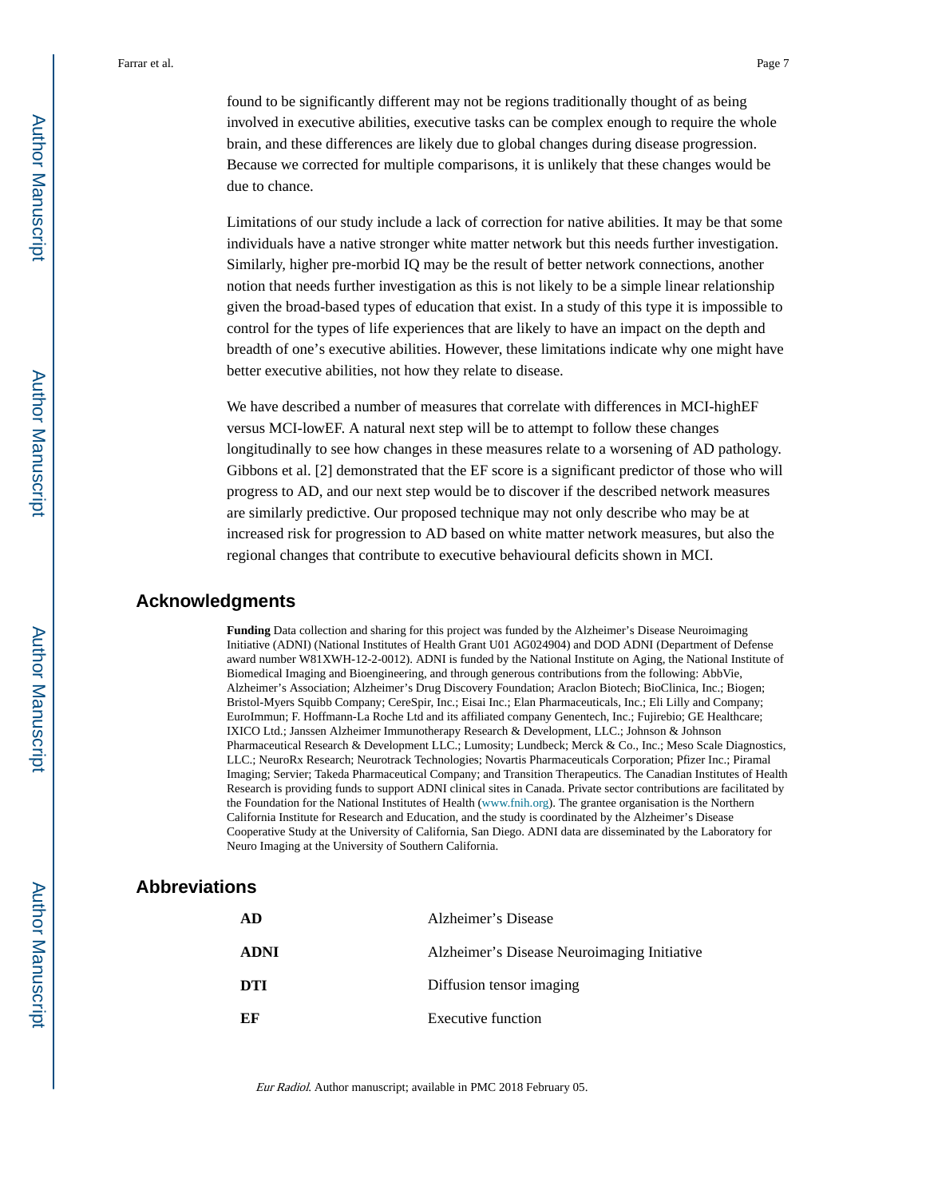found to be significantly different may not be regions traditionally thought of as being involved in executive abilities, executive tasks can be complex enough to require the whole brain, and these differences are likely due to global changes during disease progression. Because we corrected for multiple comparisons, it is unlikely that these changes would be due to chance.

Limitations of our study include a lack of correction for native abilities. It may be that some individuals have a native stronger white matter network but this needs further investigation. Similarly, higher pre-morbid IQ may be the result of better network connections, another notion that needs further investigation as this is not likely to be a simple linear relationship given the broad-based types of education that exist. In a study of this type it is impossible to control for the types of life experiences that are likely to have an impact on the depth and breadth of one's executive abilities. However, these limitations indicate why one might have better executive abilities, not how they relate to disease.

We have described a number of measures that correlate with differences in MCI-highEF versus MCI-lowEF. A natural next step will be to attempt to follow these changes longitudinally to see how changes in these measures relate to a worsening of AD pathology. Gibbons et al. [2] demonstrated that the EF score is a significant predictor of those who will progress to AD, and our next step would be to discover if the described network measures are similarly predictive. Our proposed technique may not only describe who may be at increased risk for progression to AD based on white matter network measures, but also the regional changes that contribute to executive behavioural deficits shown in MCI.

## Acknowledgments

**Funding** Data collection and sharing for this project was funded by the Alzheimer's Disease Neuroimaging Initiative (ADNI) (National Institutes of Health Grant U01 AG024904) and DOD ADNI (Department of Defense award number W81XWH-12-2-0012). ADNI is funded by the National Institute on Aging, the National Institute of Biomedical Imaging and Bioengineering, and through generous contributions from the following: AbbVie, Alzheimer's Association; Alzheimer's Drug Discovery Foundation; Araclon Biotech; BioClinica, Inc.; Biogen; Bristol-Myers Squibb Company; CereSpir, Inc.; Eisai Inc.; Elan Pharmaceuticals, Inc.; Eli Lilly and Company; EuroImmun; F. Hoffmann-La Roche Ltd and its affiliated company Genentech, Inc.; Fujirebio; GE Healthcare; IXICO Ltd.; Janssen Alzheimer Immunotherapy Research & Development, LLC.; Johnson & Johnson Pharmaceutical Research & Development LLC.; Lumosity; Lundbeck; Merck & Co., Inc.; Meso Scale Diagnostics, LLC.; NeuroRx Research; Neurotrack Technologies; Novartis Pharmaceuticals Corporation; Pfizer Inc.; Piramal Imaging; Servier; Takeda Pharmaceutical Company; and Transition Therapeutics. The Canadian Institutes of Health Research is providing funds to support ADNI clinical sites in Canada. Private sector contributions are facilitated by the Foundation for the National Institutes of Health (www.fnih.org). The grantee organisation is the Northern California Institute for Research and Education, and the study is coordinated by the Alzheimer's Disease Cooperative Study at the University of California, San Diego. ADNI data are disseminated by the Laboratory for Neuro Imaging at the University of Southern California.

## Abbreviations

| | |
|---|---|
| **AD** | Alzheimer's Disease |
| **ADNI** | Alzheimer's Disease Neuroimaging Initiative |
| **DTI** | Diffusion tensor imaging |
| **EF** | Executive function |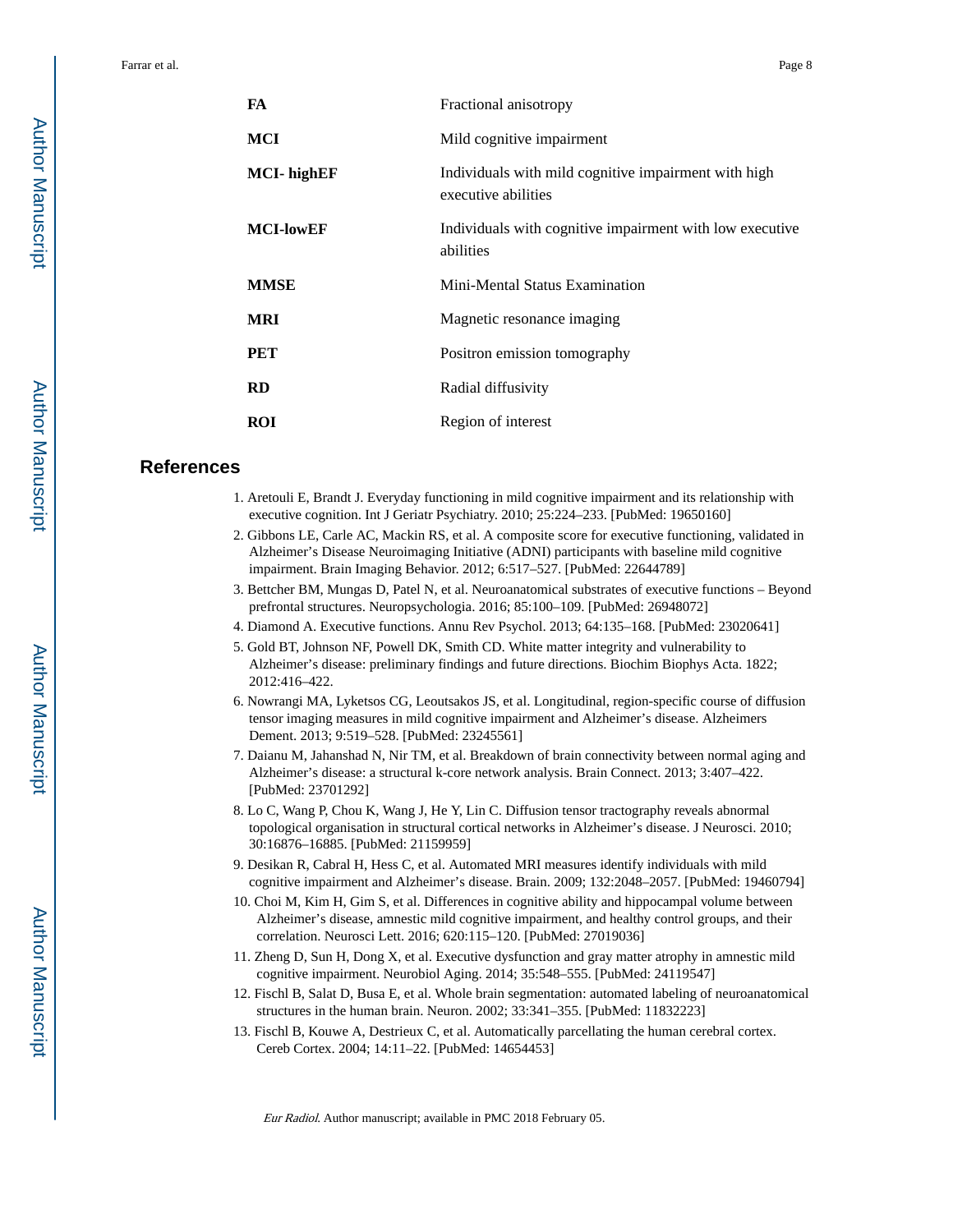| | |
|---|---|
| **FA** | Fractional anisotropy |
| **MCI** | Mild cognitive impairment |
| **MCI- highEF** | Individuals with mild cognitive impairment with high executive abilities |
| **MCI-lowEF** | Individuals with cognitive impairment with low executive abilities |
| **MMSE** | Mini-Mental Status Examination |
| **MRI** | Magnetic resonance imaging |
| **PET** | Positron emission tomography |
| **RD** | Radial diffusivity |
| **ROI** | Region of interest |

## References

1. Aretouli E, Brandt J. Everyday functioning in mild cognitive impairment and its relationship with executive cognition. Int J Geriatr Psychiatry. 2010; 25:224–233. [PubMed: 19650160]
2. Gibbons LE, Carle AC, Mackin RS, et al. A composite score for executive functioning, validated in Alzheimer's Disease Neuroimaging Initiative (ADNI) participants with baseline mild cognitive impairment. Brain Imaging Behavior. 2012; 6:517–527. [PubMed: 22644789]
3. Bettcher BM, Mungas D, Patel N, et al. Neuroanatomical substrates of executive functions – Beyond prefrontal structures. Neuropsychologia. 2016; 85:100–109. [PubMed: 26948072]
4. Diamond A. Executive functions. Annu Rev Psychol. 2013; 64:135–168. [PubMed: 23020641]
5. Gold BT, Johnson NF, Powell DK, Smith CD. White matter integrity and vulnerability to Alzheimer's disease: preliminary findings and future directions. Biochim Biophys Acta. 1822; 2012:416–422.
6. Nowrangi MA, Lyketsos CG, Leoutsakos JS, et al. Longitudinal, region-specific course of diffusion tensor imaging measures in mild cognitive impairment and Alzheimer's disease. Alzheimers Dement. 2013; 9:519–528. [PubMed: 23245561]
7. Daianu M, Jahanshad N, Nir TM, et al. Breakdown of brain connectivity between normal aging and Alzheimer's disease: a structural k-core network analysis. Brain Connect. 2013; 3:407–422. [PubMed: 23701292]
8. Lo C, Wang P, Chou K, Wang J, He Y, Lin C. Diffusion tensor tractography reveals abnormal topological organisation in structural cortical networks in Alzheimer's disease. J Neurosci. 2010; 30:16876–16885. [PubMed: 21159959]
9. Desikan R, Cabral H, Hess C, et al. Automated MRI measures identify individuals with mild cognitive impairment and Alzheimer's disease. Brain. 2009; 132:2048–2057. [PubMed: 19460794]
10. Choi M, Kim H, Gim S, et al. Differences in cognitive ability and hippocampal volume between Alzheimer's disease, amnestic mild cognitive impairment, and healthy control groups, and their correlation. Neurosci Lett. 2016; 620:115–120. [PubMed: 27019036]
11. Zheng D, Sun H, Dong X, et al. Executive dysfunction and gray matter atrophy in amnestic mild cognitive impairment. Neurobiol Aging. 2014; 35:548–555. [PubMed: 24119547]
12. Fischl B, Salat D, Busa E, et al. Whole brain segmentation: automated labeling of neuroanatomical structures in the human brain. Neuron. 2002; 33:341–355. [PubMed: 11832223]
13. Fischl B, Kouwe A, Destrieux C, et al. Automatically parcellating the human cerebral cortex. Cereb Cortex. 2004; 14:11–22. [PubMed: 14654453]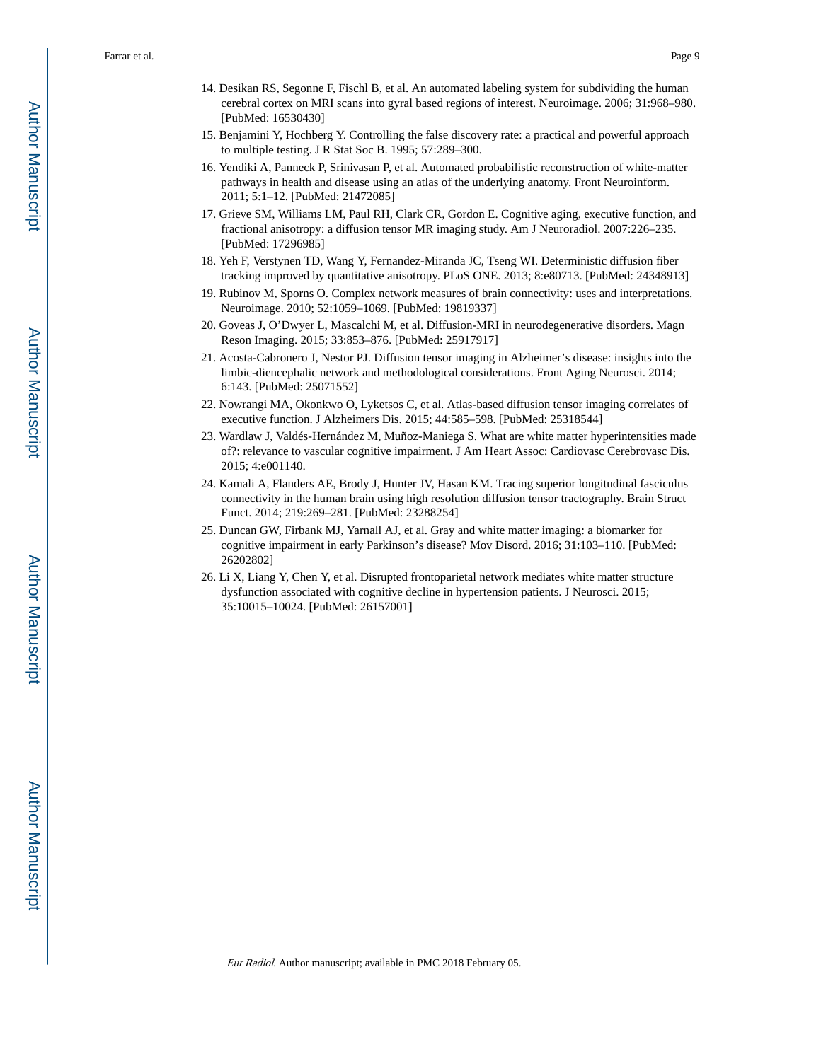14. Desikan RS, Segonne F, Fischl B, et al. An automated labeling system for subdividing the human cerebral cortex on MRI scans into gyral based regions of interest. Neuroimage. 2006; 31:968–980. [PubMed: 16530430]
15. Benjamini Y, Hochberg Y. Controlling the false discovery rate: a practical and powerful approach to multiple testing. J R Stat Soc B. 1995; 57:289–300.
16. Yendiki A, Panneck P, Srinivasan P, et al. Automated probabilistic reconstruction of white-matter pathways in health and disease using an atlas of the underlying anatomy. Front Neuroinform. 2011; 5:1–12. [PubMed: 21472085]
17. Grieve SM, Williams LM, Paul RH, Clark CR, Gordon E. Cognitive aging, executive function, and fractional anisotropy: a diffusion tensor MR imaging study. Am J Neuroradiol. 2007:226–235. [PubMed: 17296985]
18. Yeh F, Verstynen TD, Wang Y, Fernandez-Miranda JC, Tseng WI. Deterministic diffusion fiber tracking improved by quantitative anisotropy. PLoS ONE. 2013; 8:e80713. [PubMed: 24348913]
19. Rubinov M, Sporns O. Complex network measures of brain connectivity: uses and interpretations. Neuroimage. 2010; 52:1059–1069. [PubMed: 19819337]
20. Goveas J, O'Dwyer L, Mascalchi M, et al. Diffusion-MRI in neurodegenerative disorders. Magn Reson Imaging. 2015; 33:853–876. [PubMed: 25917917]
21. Acosta-Cabronero J, Nestor PJ. Diffusion tensor imaging in Alzheimer's disease: insights into the limbic-diencephalic network and methodological considerations. Front Aging Neurosci. 2014; 6:143. [PubMed: 25071552]
22. Nowrangi MA, Okonkwo O, Lyketsos C, et al. Atlas-based diffusion tensor imaging correlates of executive function. J Alzheimers Dis. 2015; 44:585–598. [PubMed: 25318544]
23. Wardlaw J, Valdés-Hernández M, Muñoz-Maniega S. What are white matter hyperintensities made of?: relevance to vascular cognitive impairment. J Am Heart Assoc: Cardiovasc Cerebrovasc Dis. 2015; 4:e001140.
24. Kamali A, Flanders AE, Brody J, Hunter JV, Hasan KM. Tracing superior longitudinal fasciculus connectivity in the human brain using high resolution diffusion tensor tractography. Brain Struct Funct. 2014; 219:269–281. [PubMed: 23288254]
25. Duncan GW, Firbank MJ, Yarnall AJ, et al. Gray and white matter imaging: a biomarker for cognitive impairment in early Parkinson's disease? Mov Disord. 2016; 31:103–110. [PubMed: 26202802]
26. Li X, Liang Y, Chen Y, et al. Disrupted frontoparietal network mediates white matter structure dysfunction associated with cognitive decline in hypertension patients. J Neurosci. 2015; 35:10015–10024. [PubMed: 26157001]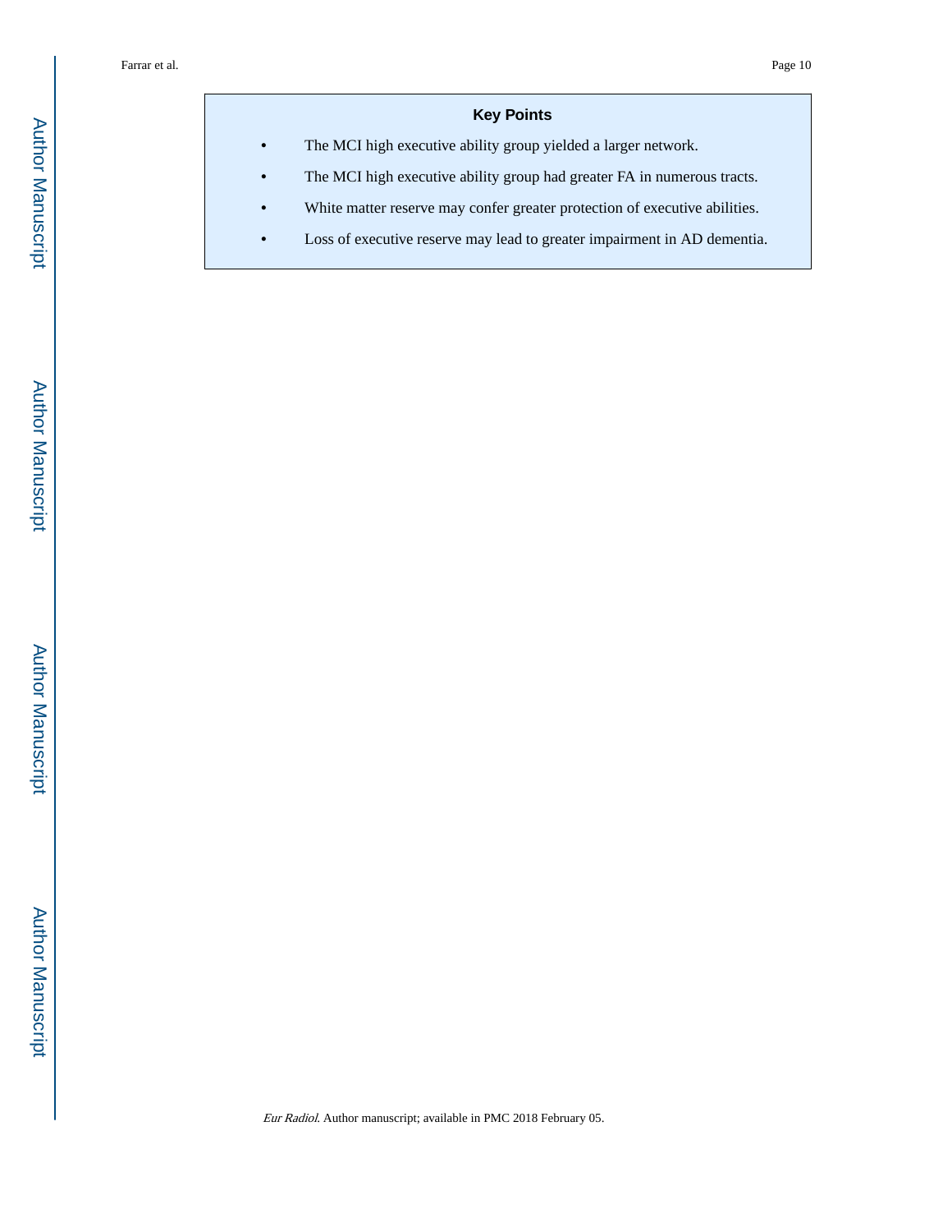## Key Points

- The MCI high executive ability group yielded a larger network.
- The MCI high executive ability group had greater FA in numerous tracts.
- White matter reserve may confer greater protection of executive abilities.
- Loss of executive reserve may lead to greater impairment in AD dementia.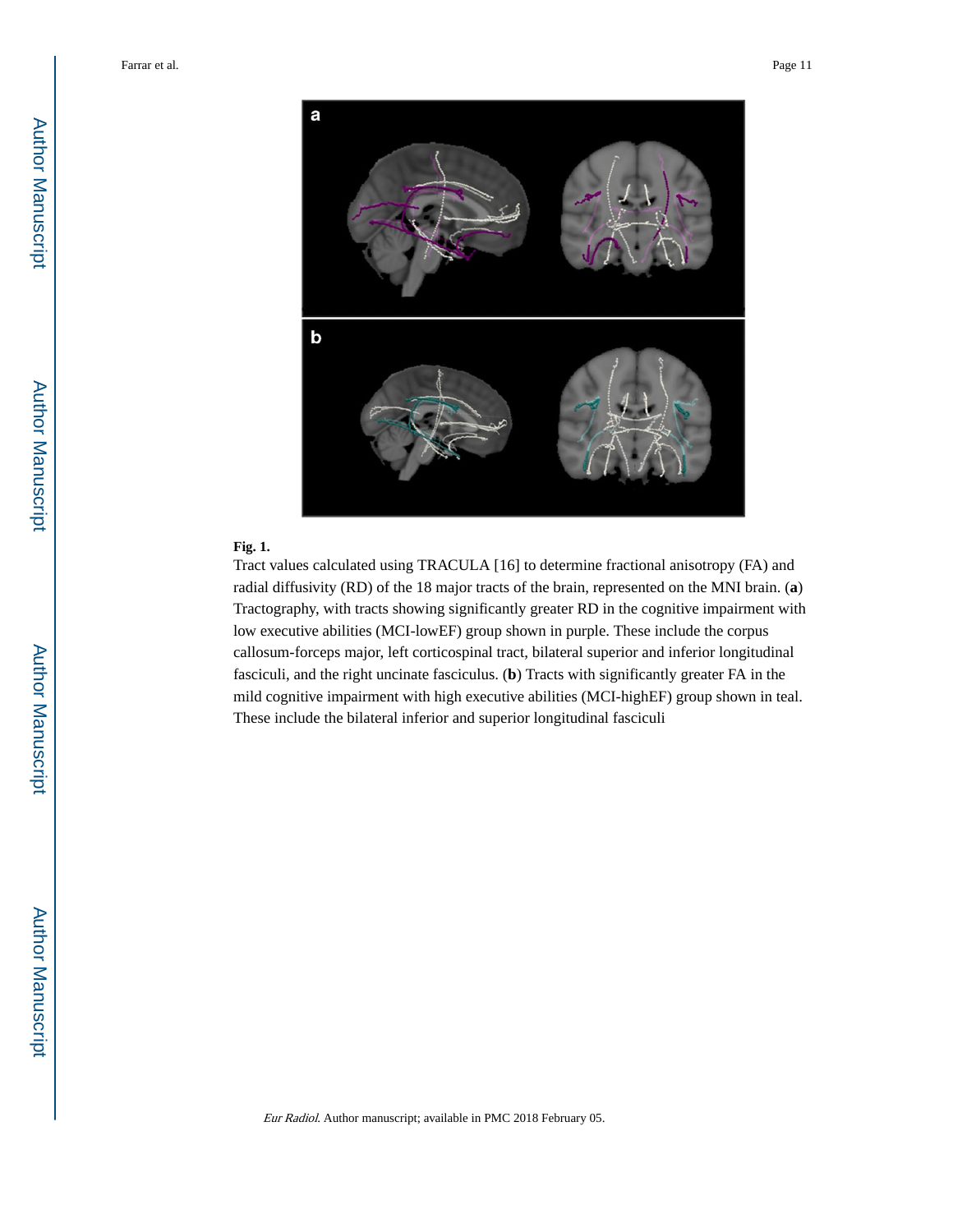**Fig. 1.**

Tract values calculated using TRACULA [16] to determine fractional anisotropy (FA) and radial diffusivity (RD) of the 18 major tracts of the brain, represented on the MNI brain. (**a**) Tractography, with tracts showing significantly greater RD in the cognitive impairment with low executive abilities (MCI-lowEF) group shown in purple. These include the corpus callosum-forceps major, left corticospinal tract, bilateral superior and inferior longitudinal fasciculi, and the right uncinate fasciculus. (**b**) Tracts with significantly greater FA in the mild cognitive impairment with high executive abilities (MCI-highEF) group shown in teal. These include the bilateral inferior and superior longitudinal fasciculi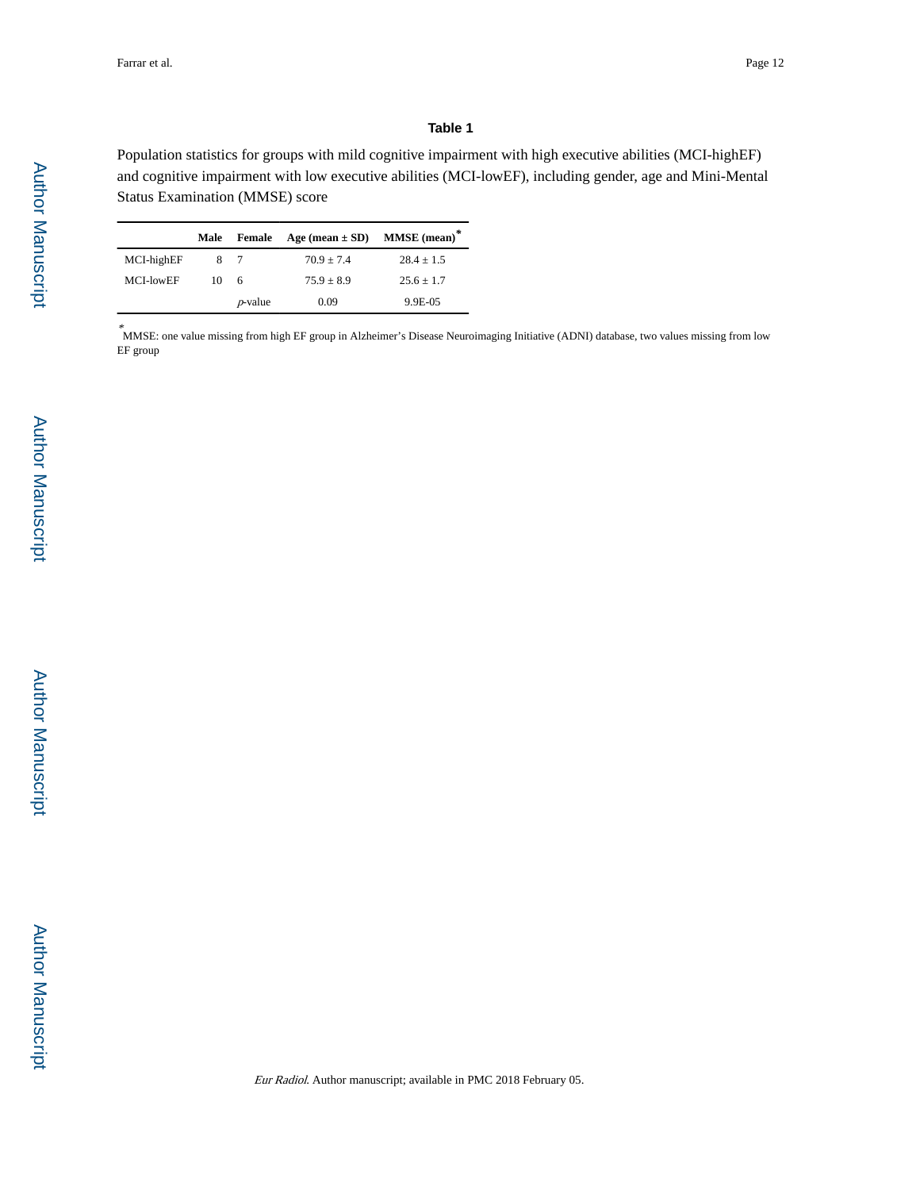## Table 1

Population statistics for groups with mild cognitive impairment with high executive abilities (MCI-highEF) and cognitive impairment with low executive abilities (MCI-lowEF), including gender, age and Mini-Mental Status Examination (MMSE) score

| | Male | Female | Age (mean ± SD) | MMSE (mean)* |
|---|---|---|---|---|
| MCI-highEF | 8 | 7 | 70.9 ± 7.4 | 28.4 ± 1.5 |
| MCI-lowEF | 10 | 6 | 75.9 ± 8.9 | 25.6 ± 1.7 |
| | | *p*-value | 0.09 | 9.9E-05 |

*MMSE: one value missing from high EF group in Alzheimer's Disease Neuroimaging Initiative (ADNI) database, two values missing from low EF group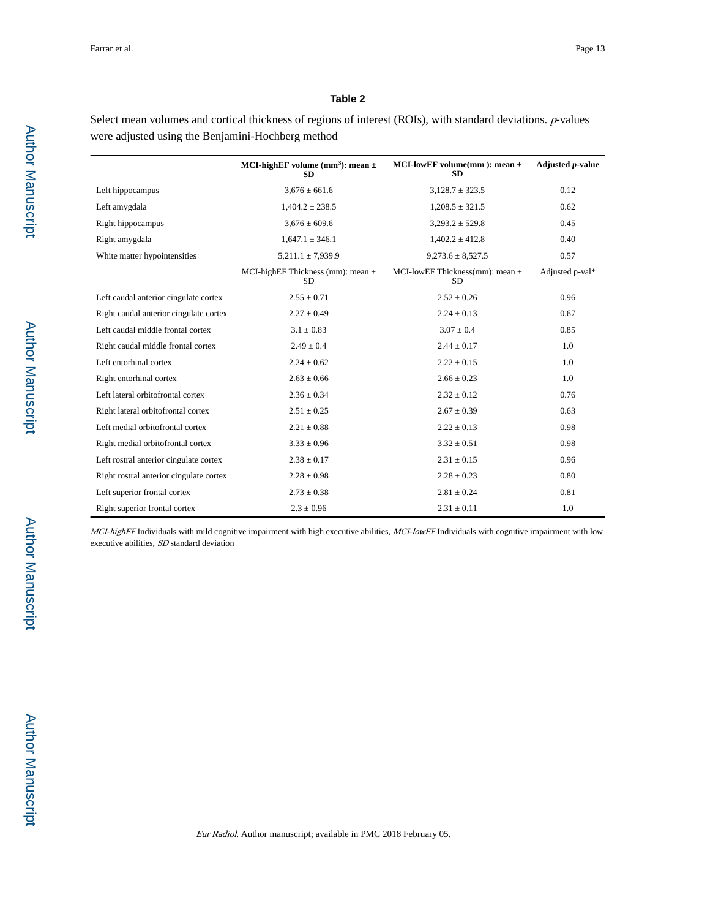### Table 2

Select mean volumes and cortical thickness of regions of interest (ROIs), with standard deviations. *p*-values were adjusted using the Benjamini-Hochberg method

| | **MCI-highEF volume (mm$^3$): mean ± SD** | **MCI-lowEF volume(mm ): mean ± SD** | **Adjusted *p*-value** |
|---|---|---|---|
| Left hippocampus | 3,676 ± 661.6 | 3,128.7 ± 323.5 | 0.12 |
| Left amygdala | 1,404.2 ± 238.5 | 1,208.5 ± 321.5 | 0.62 |
| Right hippocampus | 3,676 ± 609.6 | 3,293.2 ± 529.8 | 0.45 |
| Right amygdala | 1,647.1 ± 346.1 | 1,402.2 ± 412.8 | 0.40 |
| White matter hypointensities | 5,211.1 ± 7,939.9 | 9,273.6 ± 8,527.5 | 0.57 |
| | MCI-highEF Thickness (mm): mean ± SD | MCI-lowEF Thickness(mm): mean ± SD | Adjusted p-val* |
| Left caudal anterior cingulate cortex | 2.55 ± 0.71 | 2.52 ± 0.26 | 0.96 |
| Right caudal anterior cingulate cortex | 2.27 ± 0.49 | 2.24 ± 0.13 | 0.67 |
| Left caudal middle frontal cortex | 3.1 ± 0.83 | 3.07 ± 0.4 | 0.85 |
| Right caudal middle frontal cortex | 2.49 ± 0.4 | 2.44 ± 0.17 | 1.0 |
| Left entorhinal cortex | 2.24 ± 0.62 | 2.22 ± 0.15 | 1.0 |
| Right entorhinal cortex | 2.63 ± 0.66 | 2.66 ± 0.23 | 1.0 |
| Left lateral orbitofrontal cortex | 2.36 ± 0.34 | 2.32 ± 0.12 | 0.76 |
| Right lateral orbitofrontal cortex | 2.51 ± 0.25 | 2.67 ± 0.39 | 0.63 |
| Left medial orbitofrontal cortex | 2.21 ± 0.88 | 2.22 ± 0.13 | 0.98 |
| Right medial orbitofrontal cortex | 3.33 ± 0.96 | 3.32 ± 0.51 | 0.98 |
| Left rostral anterior cingulate cortex | 2.38 ± 0.17 | 2.31 ± 0.15 | 0.96 |
| Right rostral anterior cingulate cortex | 2.28 ± 0.98 | 2.28 ± 0.23 | 0.80 |
| Left superior frontal cortex | 2.73 ± 0.38 | 2.81 ± 0.24 | 0.81 |
| Right superior frontal cortex | 2.3 ± 0.96 | 2.31 ± 0.11 | 1.0 |

*MCI-highEF* Individuals with mild cognitive impairment with high executive abilities, *MCI-lowEF* Individuals with cognitive impairment with low executive abilities, *SD* standard deviation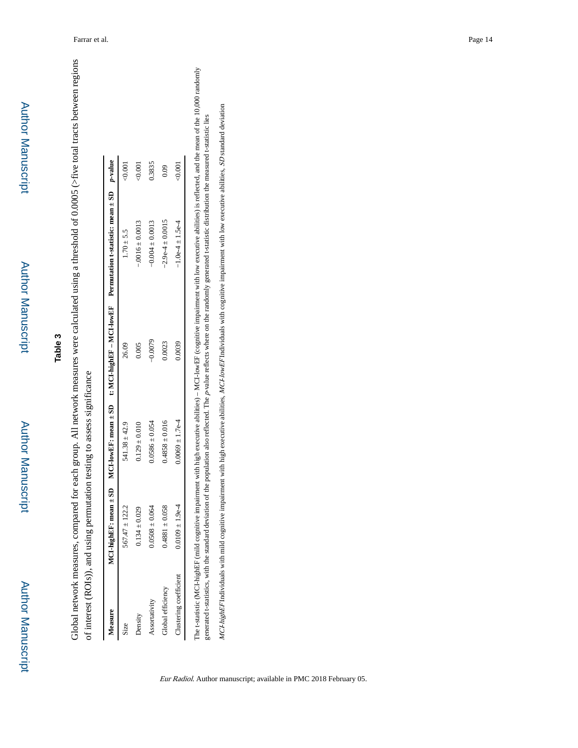# Table 3

Global network measures, compared for each group. All network measures were calculated using a threshold of 0.0005 (>five total tracts between regions of interest (ROIs)), and using permutation testing to assess significance

| Measure | MCI-highEF: mean ± SD | MCI-lowEF: mean ± SD | t: MCI-highEF – MCI-lowEF | Permutation t-statistic: mean ± SD | *p*-value |
|---|---|---|---|---|---|
| Size | 567.47 ± 122.2 | 541.38 ± 42.9 | 26.09 | 1.70 ± 5.5 | <0.001 |
| Density | 0.134 ± 0.029 | 0.129 ± 0.010 | 0.005 | −.0016 ± 0.0013 | <0.001 |
| Assortativity | 0.0508 ± 0.064 | 0.0586 ± 0.054 | −0.0079 | −0.004 ± 0.0013 | 0.3835 |
| Global efficiency | 0.4881 ± 0.058 | 0.4858 ± 0.016 | 0.0023 | −2.9e-4 ± 0.0015 | 0.09 |
| Clustering coefficient | 0.0109 ± 1.9e-4 | 0.0069 ± 1.7e-4 | 0.0039 | −1.0e-4 ± 1.5e-4 | <0.001 |

The t-statistic (MCI-highEF (mild cognitive impairment with high executive abilities) – MCI-lowEF (cognitive impairment with low executive abilities) is reflected, and the mean of the 10,000 randomly generated t-statistics, with the standard deviation of the population also reflected. The *p*-value reflects where on the randomly generated t-statistic distribution the measured t-statistic lies

*MCI-highEF* Individuals with mild cognitive impairment with high executive abilities, *MCI-lowEF* Individuals with cognitive impairment with low executive abilities, *SD* standard deviation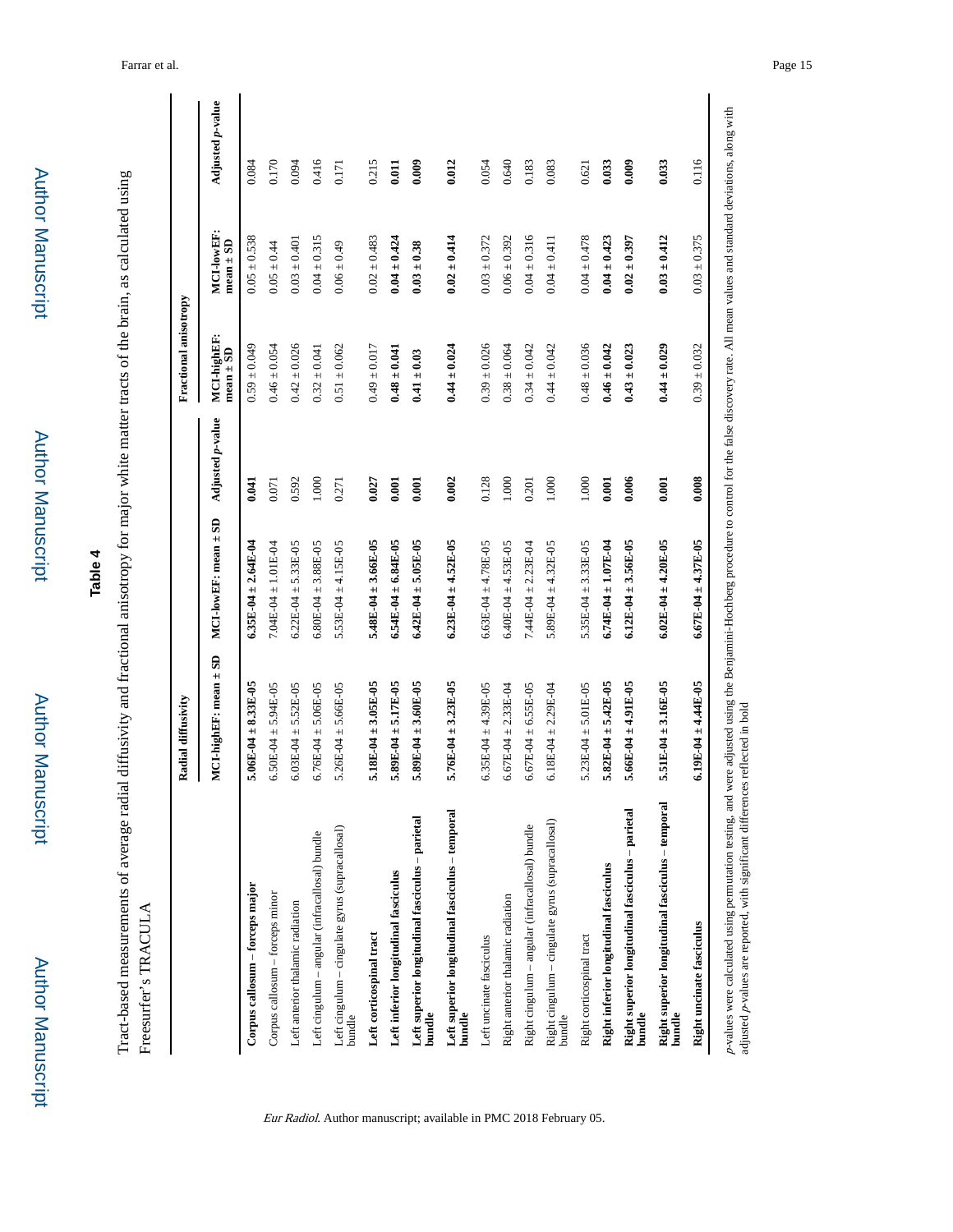# Table 4

Tract-based measurements of average radial diffusivity and fractional anisotropy for major white matter tracts of the brain, as calculated using Freesurfer's TRACULA

| | Radial diffusivity | | | Fractional anisotropy | | |
|---|---|---|---|---|---|---|
| | MCI-highEF: mean ± SD | MCI-lowEF: mean ± SD | Adjusted *p*-value | MCI-highEF: mean ± SD | MCI-lowEF: mean ± SD | Adjusted *p*-value |
| **Corpus callosum – forceps major** | **5.06E-04 ± 8.33E-05** | **6.35E-04 ± 2.64E-04** | **0.041** | 0.59 ± 0.049 | 0.05 ± 0.538 | 0.084 |
| Corpus callosum – forceps minor | 6.50E-04 ± 5.94E-05 | 7.04E-04 ± 1.01E-04 | 0.071 | 0.46 ± 0.054 | 0.05 ± 0.44 | 0.170 |
| Left anterior thalamic radiation | 6.03E-04 ± 5.52E-05 | 6.22E-04 ± 5.33E-05 | 0.592 | 0.42 ± 0.026 | 0.03 ± 0.401 | 0.094 |
| Left cingulum – angular (infracallosal) bundle | 6.76E-04 ± 5.06E-05 | 6.80E-04 ± 3.88E-05 | 1.000 | 0.32 ± 0.041 | 0.04 ± 0.315 | 0.416 |
| Left cingulum – cingulate gyrus (supracallosal) bundle | 5.26E-04 ± 5.66E-05 | 5.53E-04 ± 4.15E-05 | 0.271 | 0.51 ± 0.062 | 0.06 ± 0.49 | 0.171 |
| **Left corticospinal tract** | **5.18E-04 ± 3.05E-05** | **5.48E-04 ± 3.66E-05** | **0.027** | 0.49 ± 0.017 | 0.02 ± 0.483 | 0.215 |
| **Left inferior longitudinal fasciculus** | **5.89E-04 ± 5.17E-05** | **6.54E-04 ± 6.84E-05** | **0.001** | **0.48 ± 0.041** | **0.04 ± 0.424** | **0.011** |
| **Left superior longitudinal fasciculus – parietal bundle** | **5.89E-04 ± 3.60E-05** | **6.42E-04 ± 5.05E-05** | **0.001** | **0.41 ± 0.03** | **0.03 ± 0.38** | **0.009** |
| **Left superior longitudinal fasciculus – temporal bundle** | **5.76E-04 ± 3.23E-05** | **6.23E-04 ± 4.52E-05** | **0.002** | **0.44 ± 0.024** | **0.02 ± 0.414** | **0.012** |
| Left uncinate fasciculus | 6.35E-04 ± 4.39E-05 | 6.63E-04 ± 4.78E-05 | 0.128 | 0.39 ± 0.026 | 0.03 ± 0.372 | 0.054 |
| Right anterior thalamic radiation | 6.67E-04 ± 2.33E-04 | 6.40E-04 ± 4.53E-05 | 1.000 | 0.38 ± 0.064 | 0.06 ± 0.392 | 0.640 |
| Right cingulum – angular (infracallosal) bundle | 6.67E-04 ± 6.55E-05 | 7.44E-04 ± 2.23E-04 | 0.201 | 0.34 ± 0.042 | 0.04 ± 0.316 | 0.183 |
| Right cingulum – cingulate gyrus (supracallosal) bundle | 6.18E-04 ± 2.29E-04 | 5.89E-04 ± 4.32E-05 | 1.000 | 0.44 ± 0.042 | 0.04 ± 0.411 | 0.083 |
| Right corticospinal tract | 5.23E-04 ± 5.01E-05 | 5.35E-04 ± 3.33E-05 | 1.000 | 0.48 ± 0.036 | 0.04 ± 0.478 | 0.621 |
| **Right inferior longitudinal fasciculus** | **5.82E-04 ± 5.42E-05** | **6.74E-04 ± 1.07E-04** | **0.001** | **0.46 ± 0.042** | **0.04 ± 0.423** | **0.033** |
| **Right superior longitudinal fasciculus – parietal bundle** | **5.66E-04 ± 4.91E-05** | **6.12E-04 ± 3.56E-05** | **0.006** | **0.43 ± 0.023** | **0.02 ± 0.397** | **0.009** |
| **Right superior longitudinal fasciculus – temporal bundle** | **5.51E-04 ± 3.16E-05** | **6.02E-04 ± 4.20E-05** | **0.001** | **0.44 ± 0.029** | **0.03 ± 0.412** | **0.033** |
| **Right uncinate fasciculus** | **6.19E-04 ± 4.44E-05** | **6.67E-04 ± 4.37E-05** | **0.008** | 0.39 ± 0.032 | 0.03 ± 0.375 | 0.116 |

*p*-values were calculated using permutation testing, and were adjusted using the Benjamini-Hochberg procedure to control for the false discovery rate. All mean values and standard deviations, along with adjusted *p*-values are reported, with significant differences reflected in bold